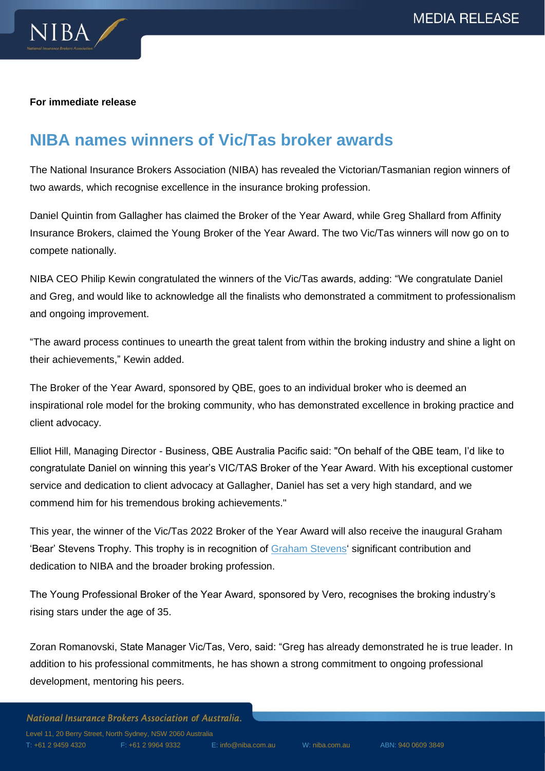**For immediate release**

## NIBA names winners of Vic/Tas broker awards

The National Insurance Brokers Association (NIBA) has revealed the Victorian/Tasmanian region winners of two awards, which recognise excellence in the insurance broking profession.

Daniel Quintin from Gallagher has claimed the Broker of the Year Award, while Greg Shallard from Affinity Insurance Brokers, claimed the Young Broker of the Year Award. The two Vic/Tas winners will now go on to compete nationally.

NIBA CEO Philip Kewin congratulated the winners of the Vic/Tas awards, adding: "We congratulate Daniel and Greg, and would like to acknowledge all the finalists who demonstrated a commitment to professionalism and ongoing improvement.

"The award process continues to unearth the great talent from within the broking industry and shine a light on their achievements," Kewin added.

The Broker of the Year Award, sponsored by QBE, goes to an individual broker who is deemed an inspirational role model for the broking community, who has demonstrated excellence in broking practice and client advocacy.

Elliot Hill, Managing Director - Business, QBE Australia Pacific said: "On behalf of the QBE team, I'd like to congratulate Daniel on winning this year's VIC/TAS Broker of the Year Award. With his exceptional customer service and dedication to client advocacy at Gallagher, Daniel has set a very high standard, and we commend him for his tremendous broking achievements."

This year, the winner of the Vic/Tas 2022 Broker of the Year Award will also receive the inaugural Graham 'Bear' Stevens Trophy. This trophy is in recognition of Graham Stevens' significant contribution and dedication to NIBA and the broader broking profession.

The Young Professional Broker of the Year Award, sponsored by Vero, recognises the broking industry's rising stars under the age of 35.

Zoran Romanovski, State Manager Vic/Tas, Vero, said: "Greg has already demonstrated he is true leader. In addition to his professional commitments, he has shown a strong commitment to ongoing professional development, mentoring his peers.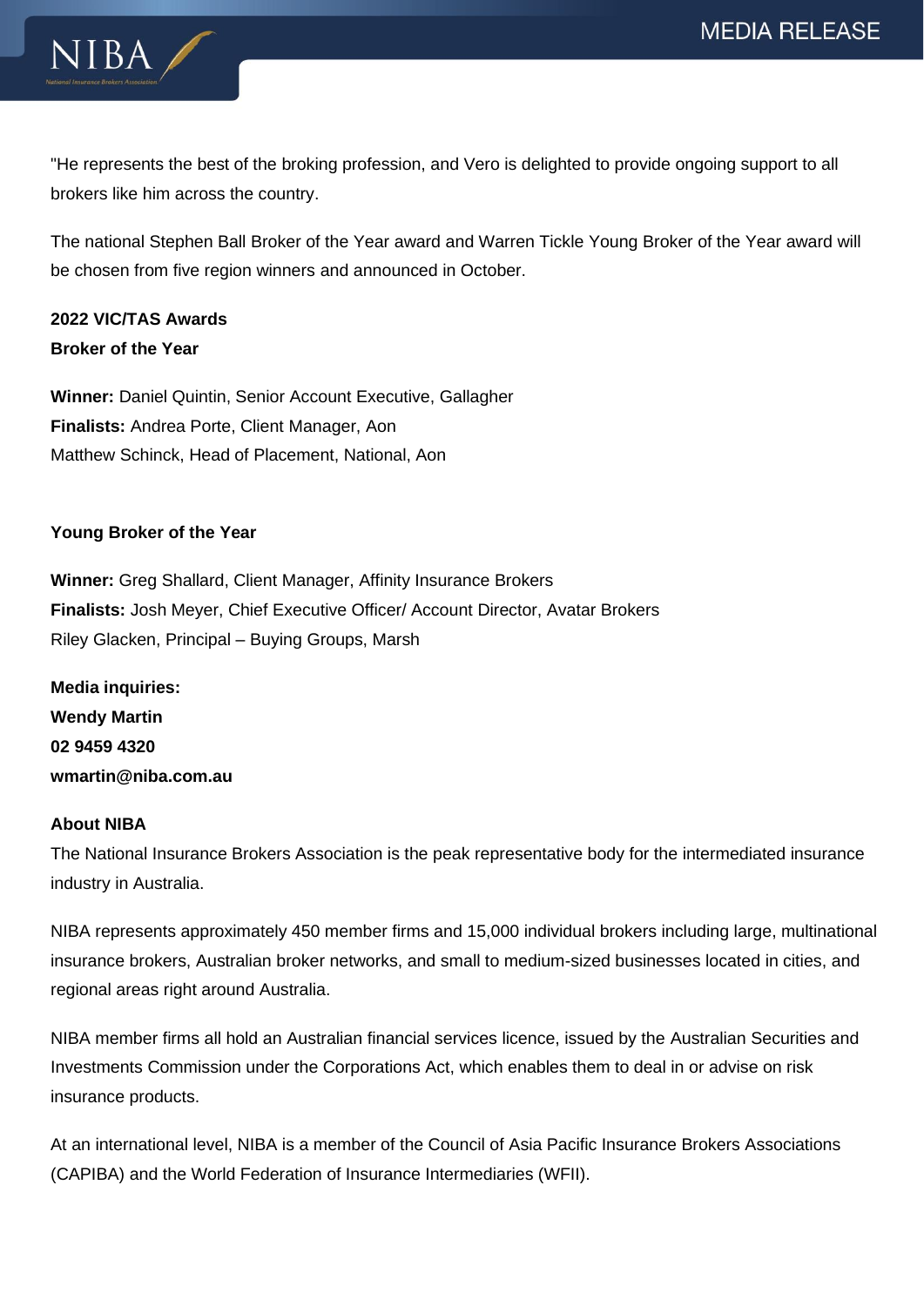"He represents the best of the broking profession, and Vero is delighted to provide ongoing support to all brokers like him across the country.

The national Stephen Ball Broker of the Year award and Warren Tickle Young Broker of the Year award will be chosen from five region winners and announced in October.

**2022 VIC/TAS Awards**
**Broker of the Year**

**Winner:** Daniel Quintin, Senior Account Executive, Gallagher
**Finalists:** Andrea Porte, Client Manager, Aon
Matthew Schinck, Head of Placement, National, Aon

**Young Broker of the Year**

**Winner:** Greg Shallard, Client Manager, Affinity Insurance Brokers
**Finalists:** Josh Meyer, Chief Executive Officer/ Account Director, Avatar Brokers
Riley Glacken, Principal – Buying Groups, Marsh

**Media inquiries:**
**Wendy Martin**
**02 9459 4320**
**wmartin@niba.com.au**

**About NIBA**

The National Insurance Brokers Association is the peak representative body for the intermediated insurance industry in Australia.

NIBA represents approximately 450 member firms and 15,000 individual brokers including large, multinational insurance brokers, Australian broker networks, and small to medium-sized businesses located in cities, and regional areas right around Australia.

NIBA member firms all hold an Australian financial services licence, issued by the Australian Securities and Investments Commission under the Corporations Act, which enables them to deal in or advise on risk insurance products.

At an international level, NIBA is a member of the Council of Asia Pacific Insurance Brokers Associations (CAPIBA) and the World Federation of Insurance Intermediaries (WFII).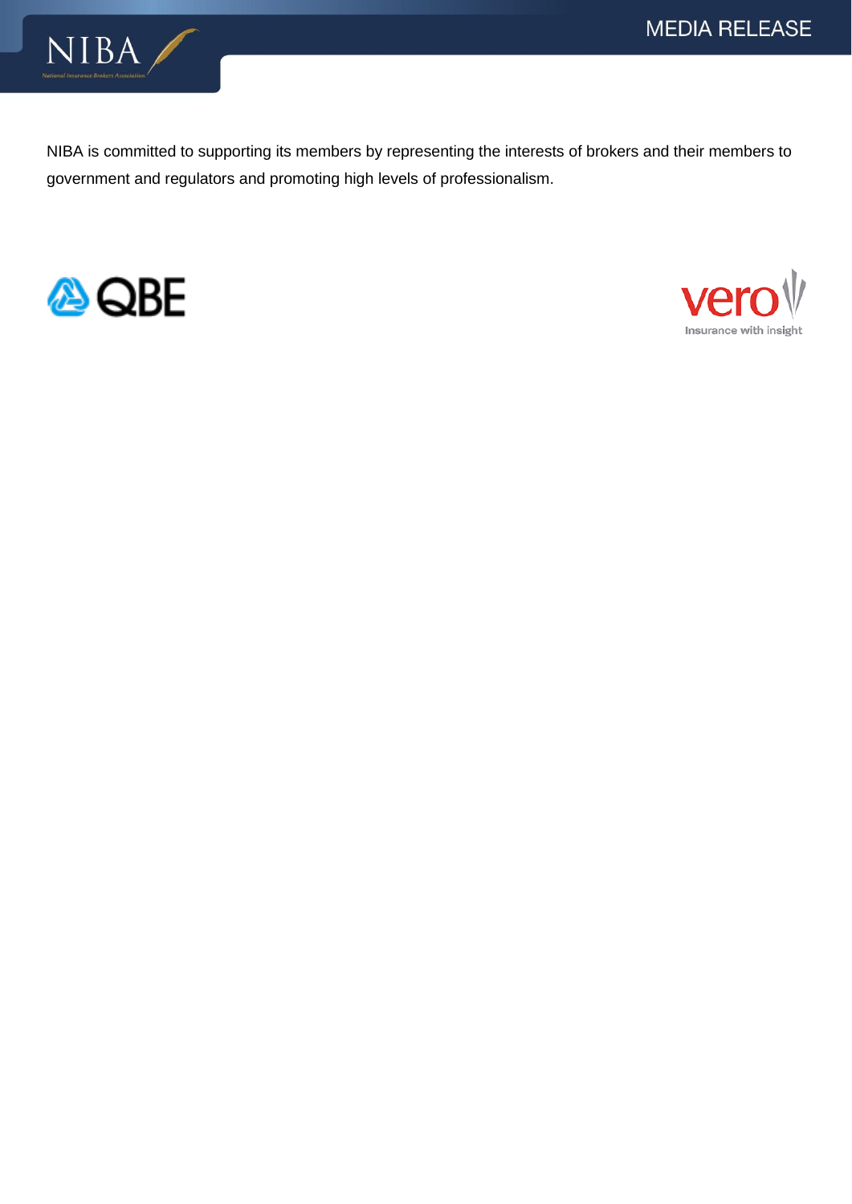NIBA is committed to supporting its members by representing the interests of brokers and their members to government and regulators and promoting high levels of professionalism.